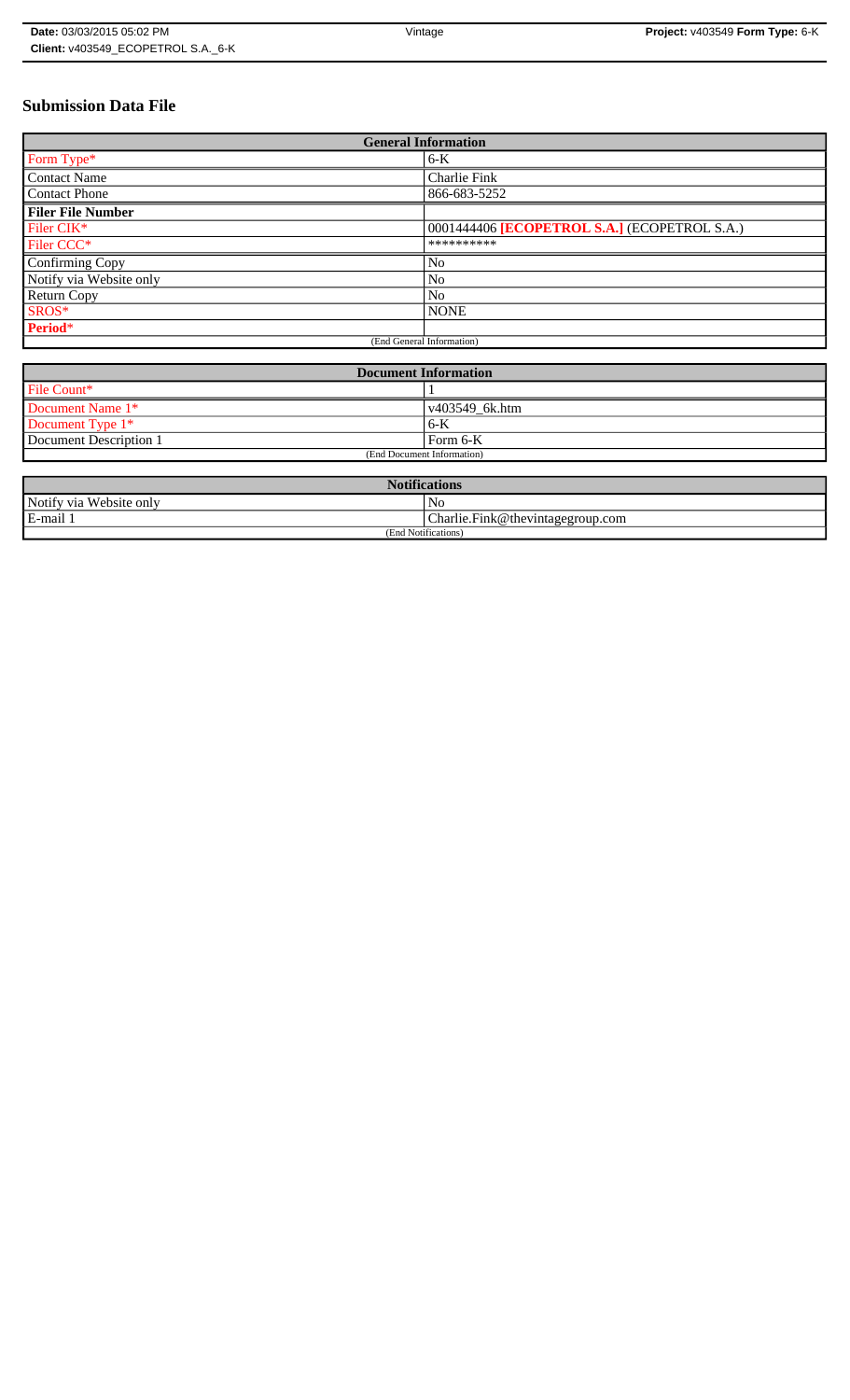**Date:** 03/03/2015 05:02 PM | Vintage | **Project:** v403549 **Form Type:** 6-K
**Client:** v403549_ECOPETROL S.A._6-K

# Submission Data File

| General Information | |
|---|---|
| Form Type* | 6-K |
| Contact Name | Charlie Fink |
| Contact Phone | 866-683-5252 |
| **Filer File Number** | |
| Filer CIK* | 0001444406 **[ECOPETROL S.A.]** (ECOPETROL S.A.) |
| Filer CCC* | ********** |
| Confirming Copy | No |
| Notify via Website only | No |
| Return Copy | No |
| SROS* | NONE |
| **Period*** | |
| (End General Information) | |

| Document Information | |
|---|---|
| File Count* | 1 |
| Document Name 1* | v403549_6k.htm |
| Document Type 1* | 6-K |
| Document Description 1 | Form 6-K |
| (End Document Information) | |

| Notifications | |
|---|---|
| Notify via Website only | No |
| E-mail 1 | Charlie.Fink@thevintagegroup.com |
| (End Notifications) | |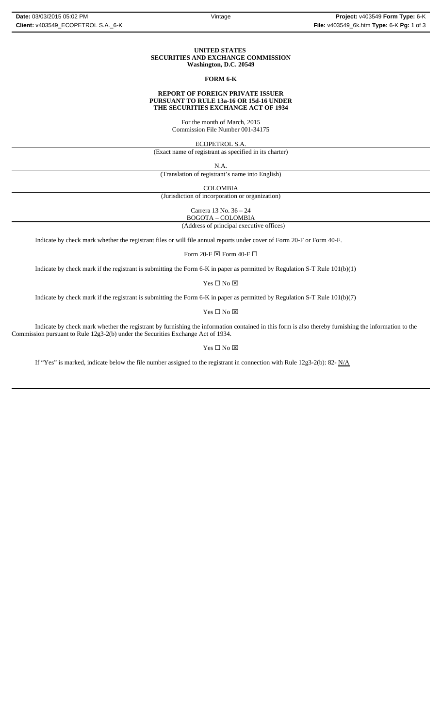**UNITED STATES**
**SECURITIES AND EXCHANGE COMMISSION**
**Washington, D.C. 20549**

**FORM 6-K**

**REPORT OF FOREIGN PRIVATE ISSUER**
**PURSUANT TO RULE 13a-16 OR 15d-16 UNDER**
**THE SECURITIES EXCHANGE ACT OF 1934**

For the month of March, 2015
Commission File Number 001-34175

ECOPETROL S.A.
(Exact name of registrant as specified in its charter)

N.A.
(Translation of registrant's name into English)

COLOMBIA
(Jurisdiction of incorporation or organization)

Carrera 13 No. 36 – 24
BOGOTA – COLOMBIA
(Address of principal executive offices)

Indicate by check mark whether the registrant files or will file annual reports under cover of Form 20-F or Form 40-F.

Form 20-F ☒ Form 40-F ☐

Indicate by check mark if the registrant is submitting the Form 6-K in paper as permitted by Regulation S-T Rule 101(b)(1)

Yes ☐ No ☒

Indicate by check mark if the registrant is submitting the Form 6-K in paper as permitted by Regulation S-T Rule 101(b)(7)

Yes ☐ No ☒

Indicate by check mark whether the registrant by furnishing the information contained in this form is also thereby furnishing the information to the Commission pursuant to Rule 12g3-2(b) under the Securities Exchange Act of 1934.

Yes ☐ No ☒

If "Yes" is marked, indicate below the file number assigned to the registrant in connection with Rule 12g3-2(b): 82- N/A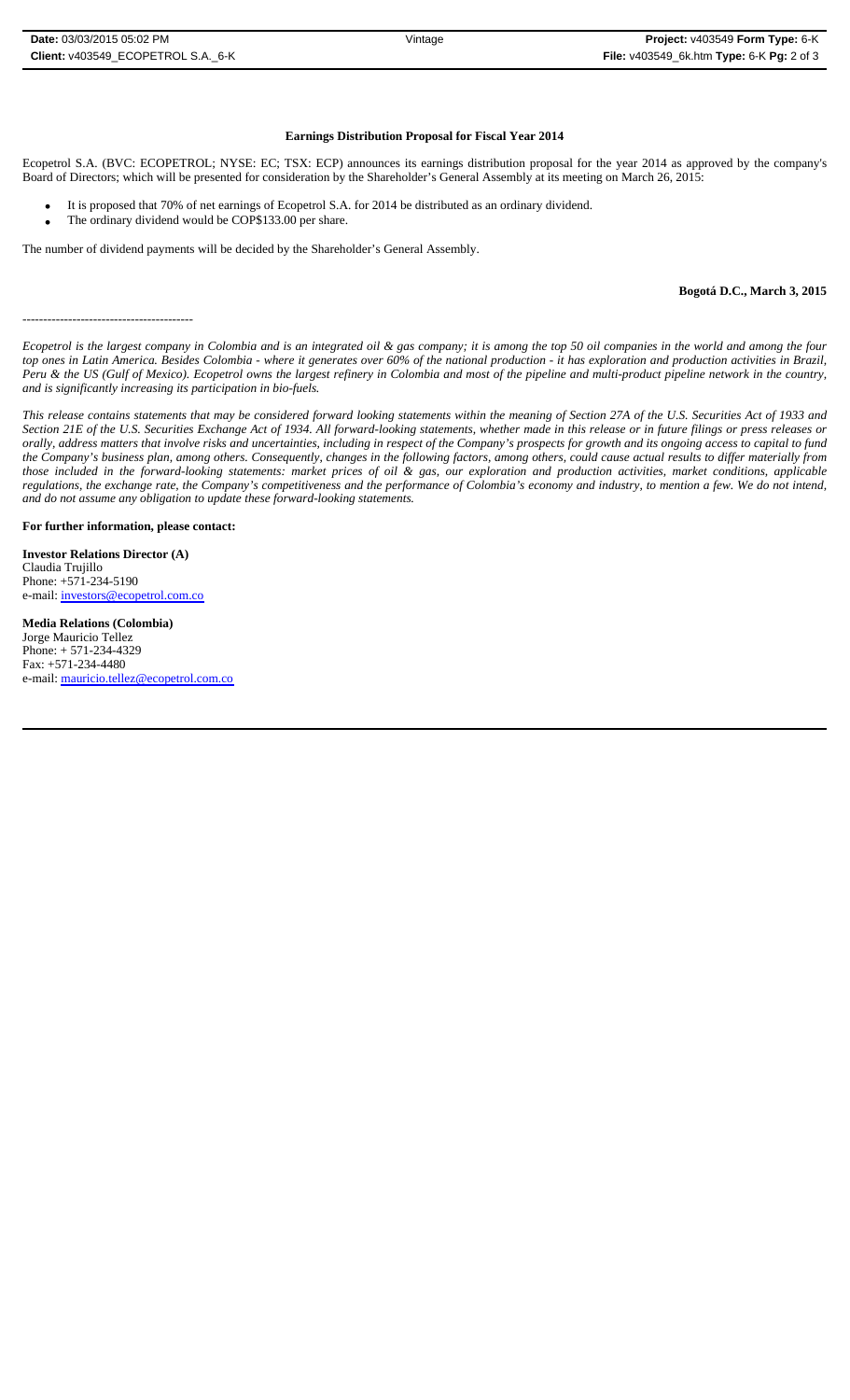**Earnings Distribution Proposal for Fiscal Year 2014**

Ecopetrol S.A. (BVC: ECOPETROL; NYSE: EC; TSX: ECP) announces its earnings distribution proposal for the year 2014 as approved by the company's Board of Directors; which will be presented for consideration by the Shareholder's General Assembly at its meeting on March 26, 2015:

- It is proposed that 70% of net earnings of Ecopetrol S.A. for 2014 be distributed as an ordinary dividend.
- The ordinary dividend would be COP$133.00 per share.

The number of dividend payments will be decided by the Shareholder's General Assembly.

**Bogotá D.C., March 3, 2015**

-----------------------------------------

*Ecopetrol is the largest company in Colombia and is an integrated oil & gas company; it is among the top 50 oil companies in the world and among the four top ones in Latin America. Besides Colombia - where it generates over 60% of the national production - it has exploration and production activities in Brazil, Peru & the US (Gulf of Mexico). Ecopetrol owns the largest refinery in Colombia and most of the pipeline and multi-product pipeline network in the country, and is significantly increasing its participation in bio-fuels.*

*This release contains statements that may be considered forward looking statements within the meaning of Section 27A of the U.S. Securities Act of 1933 and Section 21E of the U.S. Securities Exchange Act of 1934. All forward-looking statements, whether made in this release or in future filings or press releases or orally, address matters that involve risks and uncertainties, including in respect of the Company's prospects for growth and its ongoing access to capital to fund the Company's business plan, among others. Consequently, changes in the following factors, among others, could cause actual results to differ materially from those included in the forward-looking statements: market prices of oil & gas, our exploration and production activities, market conditions, applicable regulations, the exchange rate, the Company's competitiveness and the performance of Colombia's economy and industry, to mention a few. We do not intend, and do not assume any obligation to update these forward-looking statements.*

**For further information, please contact:**

**Investor Relations Director (A)**
Claudia Trujillo
Phone: +571-234-5190
e-mail: investors@ecopetrol.com.co

**Media Relations (Colombia)**
Jorge Mauricio Tellez
Phone: + 571-234-4329
Fax: +571-234-4480
e-mail: mauricio.tellez@ecopetrol.com.co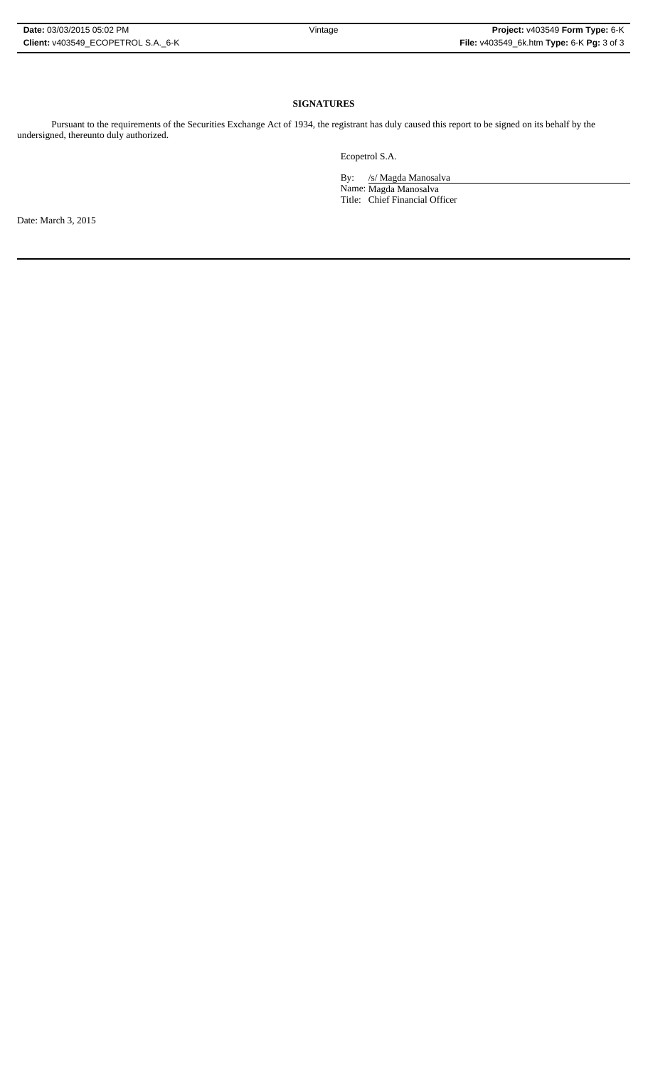**SIGNATURES**

Pursuant to the requirements of the Securities Exchange Act of 1934, the registrant has duly caused this report to be signed on its behalf by the undersigned, thereunto duly authorized.

Ecopetrol S.A.

By: /s/ Magda Manosalva
Name: Magda Manosalva
Title: Chief Financial Officer

Date: March 3, 2015